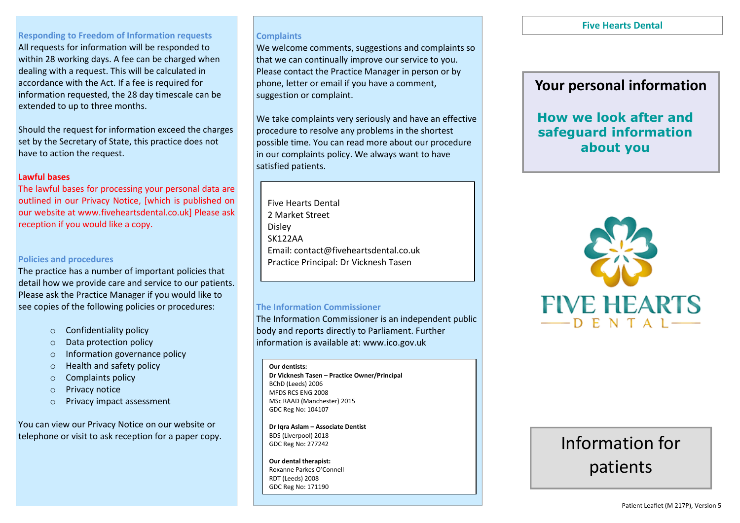## Responding to Freedom of Information requests

All requests for information will be responded to within 28 working days. A fee can be charged when dealing with a request. This will be calculated in accordance with the Act. If a fee is required for information requested, the 28 day timescale can be extended to up to three months.

Should the request for information exceed the charges set by the Secretary of State, this practice does not have to action the request.

## Lawful bases

The lawful bases for processing your personal data are outlined in our Privacy Notice, [which is published on our website at www.fiveheartsdental.co.uk] Please ask reception if you would like a copy.

## Policies and procedures

The practice has a number of important policies that detail how we provide care and service to our patients. Please ask the Practice Manager if you would like to see copies of the following policies or procedures:

- Confidentiality policy
- Data protection policy
- Information governance policy
- Health and safety policy
- Complaints policy
- Privacy notice
- Privacy impact assessment

You can view our Privacy Notice on our website or telephone or visit to ask reception for a paper copy.

## Complaints

We welcome comments, suggestions and complaints so that we can continually improve our service to you. Please contact the Practice Manager in person or by phone, letter or email if you have a comment, suggestion or complaint.

We take complaints very seriously and have an effective procedure to resolve any problems in the shortest possible time. You can read more about our procedure in our complaints policy. We always want to have satisfied patients.

Five Hearts Dental
2 Market Street
Disley
SK122AA
Email: contact@fiveheartsdental.co.uk
Practice Principal: Dr Vicknesh Tasen

## The Information Commissioner

The Information Commissioner is an independent public body and reports directly to Parliament. Further information is available at: www.ico.gov.uk

**Our dentists:**

**Dr Vicknesh Tasen – Practice Owner/Principal**
BChD (Leeds) 2006
MFDS RCS ENG 2008
MSc RAAD (Manchester) 2015
GDC Reg No: 104107

**Dr Iqra Aslam – Associate Dentist**
BDS (Liverpool) 2018
GDC Reg No: 277242

**Our dental therapist:**
Roxanne Parkes O'Connell
RDT (Leeds) 2008
GDC Reg No: 171190

**Five Hearts Dental**

# Your personal information

## How we look after and safeguard information about you

FIVE HEARTS DENTAL

Information for patients

Patient Leaflet (M 217P), Version 5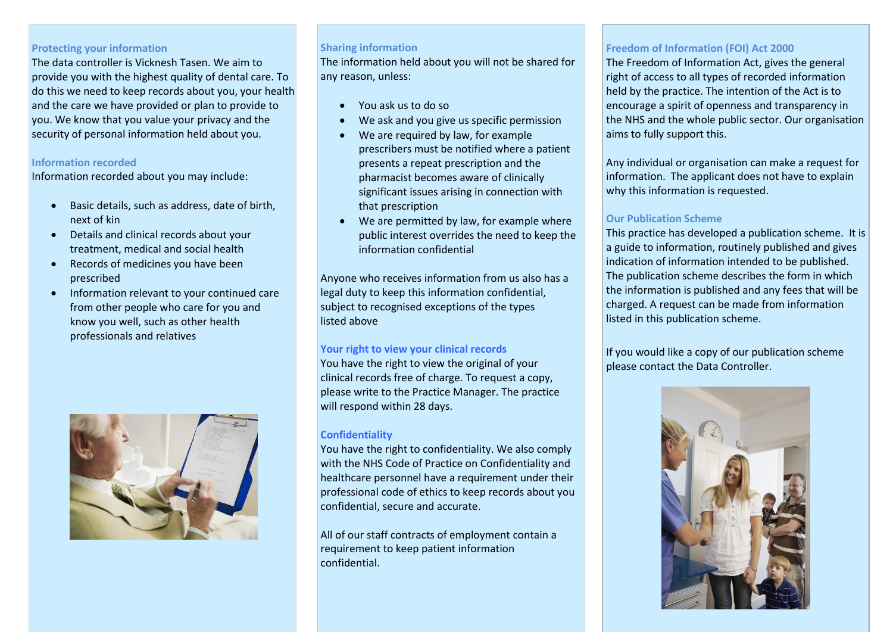## Protecting your information

The data controller is Vicknesh Tasen. We aim to provide you with the highest quality of dental care. To do this we need to keep records about you, your health and the care we have provided or plan to provide to you. We know that you value your privacy and the security of personal information held about you.

## Information recorded

Information recorded about you may include:

- Basic details, such as address, date of birth, next of kin
- Details and clinical records about your treatment, medical and social health
- Records of medicines you have been prescribed
- Information relevant to your continued care from other people who care for you and know you well, such as other health professionals and relatives

## Sharing information

The information held about you will not be shared for any reason, unless:

- You ask us to do so
- We ask and you give us specific permission
- We are required by law, for example prescribers must be notified where a patient presents a repeat prescription and the pharmacist becomes aware of clinically significant issues arising in connection with that prescription
- We are permitted by law, for example where public interest overrides the need to keep the information confidential

Anyone who receives information from us also has a legal duty to keep this information confidential, subject to recognised exceptions of the types listed above

## Your right to view your clinical records

You have the right to view the original of your clinical records free of charge. To request a copy, please write to the Practice Manager. The practice will respond within 28 days.

## Confidentiality

You have the right to confidentiality. We also comply with the NHS Code of Practice on Confidentiality and healthcare personnel have a requirement under their professional code of ethics to keep records about you confidential, secure and accurate.

All of our staff contracts of employment contain a requirement to keep patient information confidential.

## Freedom of Information (FOI) Act 2000

The Freedom of Information Act, gives the general right of access to all types of recorded information held by the practice. The intention of the Act is to encourage a spirit of openness and transparency in the NHS and the whole public sector. Our organisation aims to fully support this.

Any individual or organisation can make a request for information. The applicant does not have to explain why this information is requested.

## Our Publication Scheme

This practice has developed a publication scheme. It is a guide to information, routinely published and gives indication of information intended to be published. The publication scheme describes the form in which the information is published and any fees that will be charged. A request can be made from information listed in this publication scheme.

If you would like a copy of our publication scheme please contact the Data Controller.